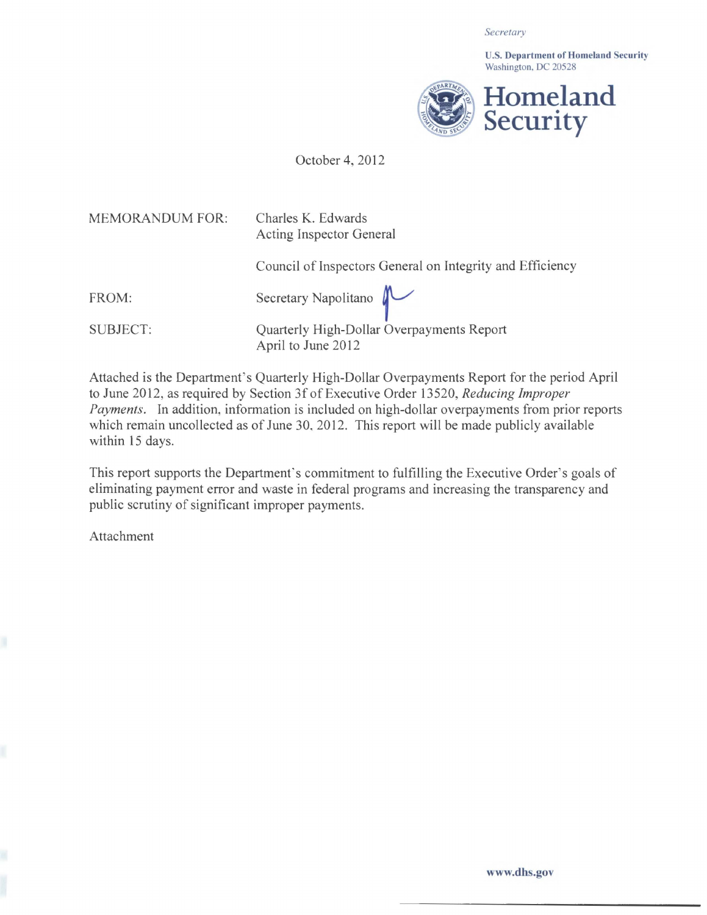*Secretary*

**U.S. Department of Homeland Security**
Washington, DC 20528

**Homeland Security**

October 4, 2012

| | |
|---|---|
| MEMORANDUM FOR: | Charles K. Edwards<br>Acting Inspector General |
| | Council of Inspectors General on Integrity and Efficiency |
| FROM: | Secretary Napolitano |
| SUBJECT: | Quarterly High-Dollar Overpayments Report<br>April to June 2012 |

Attached is the Department's Quarterly High-Dollar Overpayments Report for the period April to June 2012, as required by Section 3f of Executive Order 13520, *Reducing Improper Payments*. In addition, information is included on high-dollar overpayments from prior reports which remain uncollected as of June 30, 2012. This report will be made publicly available within 15 days.

This report supports the Department's commitment to fulfilling the Executive Order's goals of eliminating payment error and waste in federal programs and increasing the transparency and public scrutiny of significant improper payments.

Attachment

www.dhs.gov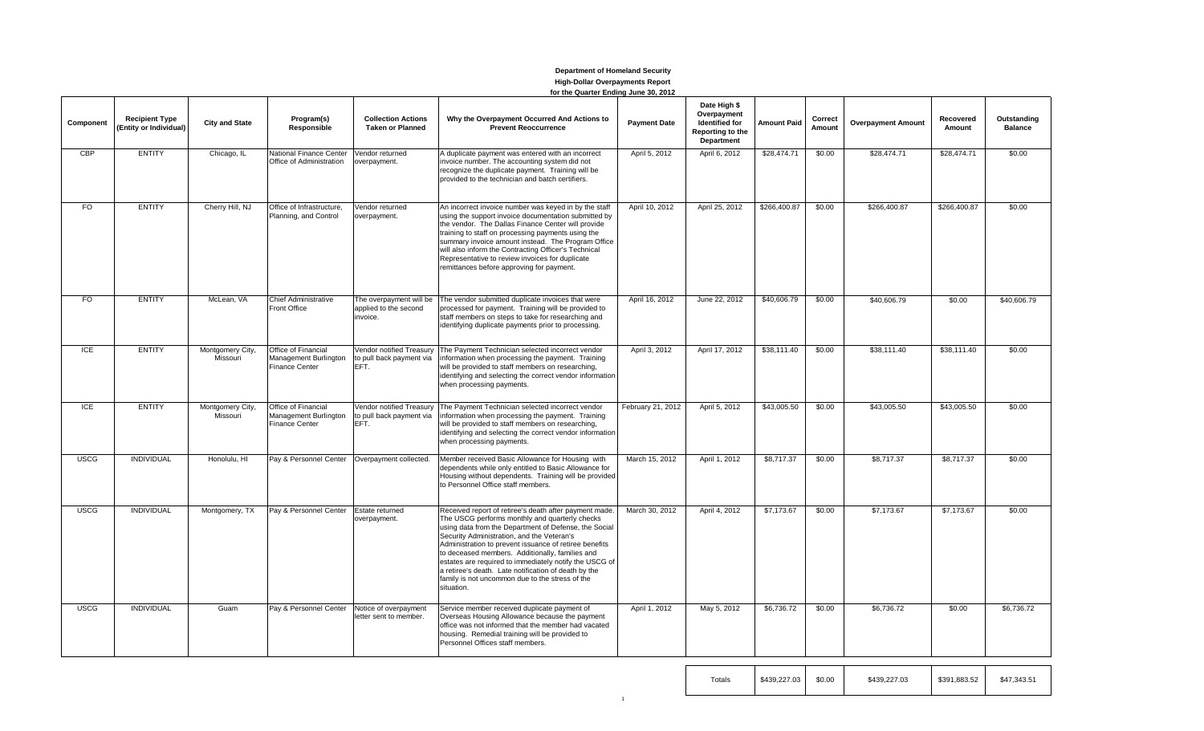# Department of Homeland Security

## High-Dollar Overpayments Report

### for the Quarter Ending June 30, 2012

| Component | Recipient Type (Entity or Individual) | City and State | Program(s) Responsible | Collection Actions Taken or Planned | Why the Overpayment Occurred And Actions to Prevent Reoccurrence | Payment Date | Date High $ Overpayment Identified for Reporting to the Department | Amount Paid | Correct Amount | Overpayment Amount | Recovered Amount | Outstanding Balance |
|---|---|---|---|---|---|---|---|---|---|---|---|---|
| CBP | ENTITY | Chicago, IL | National Finance Center Office of Administration | Vendor returned overpayment. | A duplicate payment was entered with an incorrect invoice number. The accounting system did not recognize the duplicate payment. Training will be provided to the technician and batch certifiers. | April 5, 2012 | April 6, 2012 | $28,474.71 | $0.00 | $28,474.71 | $28,474.71 | $0.00 |
| FO | ENTITY | Cherry Hill, NJ | Office of Infrastructure, Planning, and Control | Vendor returned overpayment. | An incorrect invoice number was keyed in by the staff using the support invoice documentation submitted by the vendor. The Dallas Finance Center will provide training to staff on processing payments using the summary invoice amount instead. The Program Office will also inform the Contracting Officer's Technical Representative to review invoices for duplicate remittances before approving for payment. | April 10, 2012 | April 25, 2012 | $266,400.87 | $0.00 | $266,400.87 | $266,400.87 | $0.00 |
| FO | ENTITY | McLean, VA | Chief Administrative Front Office | The overpayment will be applied to the second invoice. | The vendor submitted duplicate invoices that were processed for payment. Training will be provided to staff members on steps to take for researching and identifying duplicate payments prior to processing. | April 16, 2012 | June 22, 2012 | $40,606.79 | $0.00 | $40,606.79 | $0.00 | $40,606.79 |
| ICE | ENTITY | Montgomery City, Missouri | Office of Financial Management Burlington Finance Center | Vendor notified Treasury to pull back payment via EFT. | The Payment Technician selected incorrect vendor information when processing the payment. Training will be provided to staff members on researching, identifying and selecting the correct vendor information when processing payments. | April 3, 2012 | April 17, 2012 | $38,111.40 | $0.00 | $38,111.40 | $38,111.40 | $0.00 |
| ICE | ENTITY | Montgomery City, Missouri | Office of Financial Management Burlington Finance Center | Vendor notified Treasury to pull back payment via EFT. | The Payment Technician selected incorrect vendor information when processing the payment. Training will be provided to staff members on researching, identifying and selecting the correct vendor information when processing payments. | February 21, 2012 | April 5, 2012 | $43,005.50 | $0.00 | $43,005.50 | $43,005.50 | $0.00 |
| USCG | INDIVIDUAL | Honolulu, HI | Pay & Personnel Center | Overpayment collected. | Member received Basic Allowance for Housing with dependents while only entitled to Basic Allowance for Housing without dependents. Training will be provided to Personnel Office staff members. | March 15, 2012 | April 1, 2012 | $8,717.37 | $0.00 | $8,717.37 | $8,717.37 | $0.00 |
| USCG | INDIVIDUAL | Montgomery, TX | Pay & Personnel Center | Estate returned overpayment. | Received report of retiree's death after payment made. The USCG performs monthly and quarterly checks using data from the Department of Defense, the Social Security Administration, and the Veteran's Administration to prevent issuance of retiree benefits to deceased members. Additionally, families and estates are required to immediately notify the USCG of a retiree's death. Late notification of death by the family is not uncommon due to the stress of the situation. | March 30, 2012 | April 4, 2012 | $7,173.67 | $0.00 | $7,173.67 | $7,173.67 | $0.00 |
| USCG | INDIVIDUAL | Guam | Pay & Personnel Center | Notice of overpayment letter sent to member. | Service member received duplicate payment of Overseas Housing Allowance because the payment office was not informed that the member had vacated housing. Remedial training will be provided to Personnel Offices staff members. | April 1, 2012 | May 5, 2012 | $6,736.72 | $0.00 | $6,736.72 | $0.00 | $6,736.72 |
| | | | | | | | Totals | $439,227.03 | $0.00 | $439,227.03 | $391,883.52 | $47,343.51 |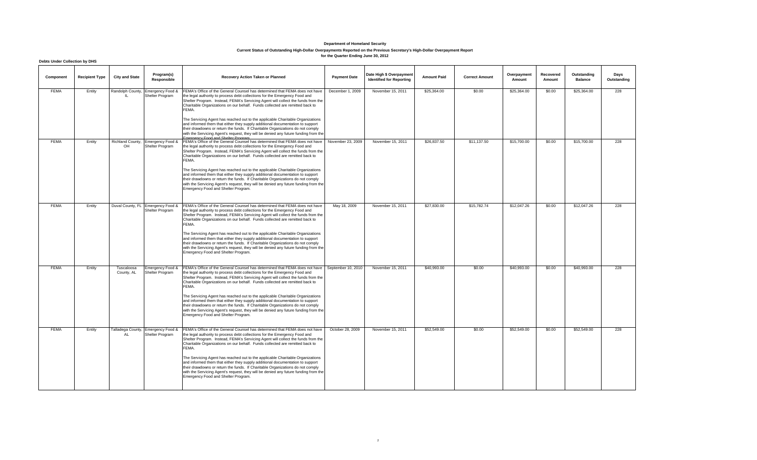**Department of Homeland Security**

**Current Status of Outstanding High-Dollar Overpayments Reported on the Previous Secretary's High-Dollar Overpayment Report**

**for the Quarter Ending June 30, 2012**

**Debts Under Collection by DHS**

| Component | Recipient Type | City and State | Program(s) Responsible | Recovery Action Taken or Planned | Payment Date | Date High $ Overpayment Identified for Reporting | Amount Paid | Correct Amount | Overpayment Amount | Recovered Amount | Outstanding Balance | Days Outstanding |
|---|---|---|---|---|---|---|---|---|---|---|---|---|
| FEMA | Entity | Randolph County, IL | Emergency Food & Shelter Program | FEMA's Office of the General Counsel has determined that FEMA does not have the legal authority to process debt collections for the Emergency Food and Shelter Program. Instead, FEMA's Servicing Agent will collect the funds from the Charitable Organizations on our behalf. Funds collected are remitted back to FEMA.<br><br>The Servicing Agent has reached out to the applicable Charitable Organizations and informed them that either they supply additional documentation to support their drawdowns or return the funds. If Charitable Organizations do not comply with the Servicing Agent's request, they will be denied any future funding from the Emergency Food and Shelter Program. | December 1, 2009 | November 15, 2011 | $25,364.00 | $0.00 | $25,364.00 | $0.00 | $25,364.00 | 228 |
| FEMA | Entity | Richland County, OH | Emergency Food & Shelter Program | FEMA's Office of the General Counsel has determined that FEMA does not have the legal authority to process debt collections for the Emergency Food and Shelter Program. Instead, FEMA's Servicing Agent will collect the funds from the Charitable Organizations on our behalf. Funds collected are remitted back to FEMA.<br><br>The Servicing Agent has reached out to the applicable Charitable Organizations and informed them that either they supply additional documentation to support their drawdowns or return the funds. If Charitable Organizations do not comply with the Servicing Agent's request, they will be denied any future funding from the Emergency Food and Shelter Program. | November 23, 2009 | November 15, 2011 | $26,837.50 | $11,137.50 | $15,700.00 | $0.00 | $15,700.00 | 228 |
| FEMA | Entity | Duval County, FL | Emergency Food & Shelter Program | FEMA's Office of the General Counsel has determined that FEMA does not have the legal authority to process debt collections for the Emergency Food and Shelter Program. Instead, FEMA's Servicing Agent will collect the funds from the Charitable Organizations on our behalf. Funds collected are remitted back to FEMA.<br><br>The Servicing Agent has reached out to the applicable Charitable Organizations and informed them that either they supply additional documentation to support their drawdowns or return the funds. If Charitable Organizations do not comply with the Servicing Agent's request, they will be denied any future funding from the Emergency Food and Shelter Program. | May 18, 2009 | November 15, 2011 | $27,830.00 | $15,782.74 | $12,047.26 | $0.00 | $12,047.26 | 228 |
| FEMA | Entity | Tuscaloosa County, AL | Emergency Food & Shelter Program | FEMA's Office of the General Counsel has determined that FEMA does not have the legal authority to process debt collections for the Emergency Food and Shelter Program. Instead, FEMA's Servicing Agent will collect the funds from the Charitable Organizations on our behalf. Funds collected are remitted back to FEMA.<br><br>The Servicing Agent has reached out to the applicable Charitable Organizations and informed them that either they supply additional documentation to support their drawdowns or return the funds. If Charitable Organizations do not comply with the Servicing Agent's request, they will be denied any future funding from the Emergency Food and Shelter Program. | September 10, 2010 | November 15, 2011 | $40,993.00 | $0.00 | $40,993.00 | $0.00 | $40,993.00 | 228 |
| FEMA | Entity | Talladega County, AL | Emergency Food & Shelter Program | FEMA's Office of the General Counsel has determined that FEMA does not have the legal authority to process debt collections for the Emergency Food and Shelter Program. Instead, FEMA's Servicing Agent will collect the funds from the Charitable Organizations on our behalf. Funds collected are remitted back to FEMA.<br><br>The Servicing Agent has reached out to the applicable Charitable Organizations and informed them that either they supply additional documentation to support their drawdowns or return the funds. If Charitable Organizations do not comply with the Servicing Agent's request, they will be denied any future funding from the Emergency Food and Shelter Program. | October 28, 2009 | November 15, 2011 | $52,549.00 | $0.00 | $52,549.00 | $0.00 | $52,549.00 | 228 |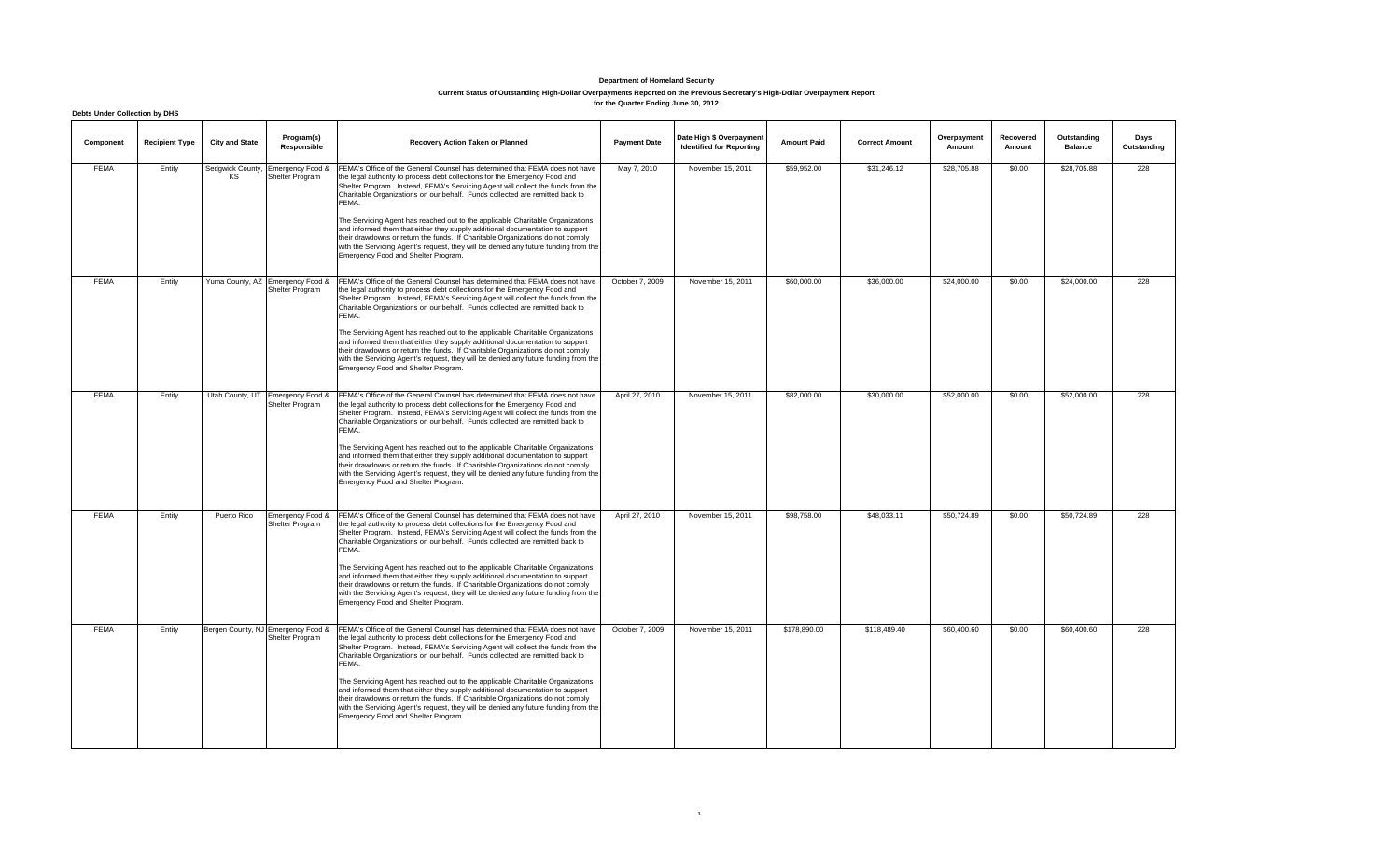**Department of Homeland Security**

**Current Status of Outstanding High-Dollar Overpayments Reported on the Previous Secretary's High-Dollar Overpayment Report**

**for the Quarter Ending June 30, 2012**

**Debts Under Collection by DHS**

| Component | Recipient Type | City and State | Program(s) Responsible | Recovery Action Taken or Planned | Payment Date | Date High $ Overpayment Identified for Reporting | Amount Paid | Correct Amount | Overpayment Amount | Recovered Amount | Outstanding Balance | Days Outstanding |
|---|---|---|---|---|---|---|---|---|---|---|---|---|
| FEMA | Entity | Sedgwick County, KS | Emergency Food & Shelter Program | FEMA's Office of the General Counsel has determined that FEMA does not have the legal authority to process debt collections for the Emergency Food and Shelter Program. Instead, FEMA's Servicing Agent will collect the funds from the Charitable Organizations on our behalf. Funds collected are remitted back to FEMA.<br><br>The Servicing Agent has reached out to the applicable Charitable Organizations and informed them that either they supply additional documentation to support their drawdowns or return the funds. If Charitable Organizations do not comply with the Servicing Agent's request, they will be denied any future funding from the Emergency Food and Shelter Program. | May 7, 2010 | November 15, 2011 | $59,952.00 | $31,246.12 | $28,705.88 | $0.00 | $28,705.88 | 228 |
| FEMA | Entity | Yuma County, AZ | Emergency Food & Shelter Program | FEMA's Office of the General Counsel has determined that FEMA does not have the legal authority to process debt collections for the Emergency Food and Shelter Program. Instead, FEMA's Servicing Agent will collect the funds from the Charitable Organizations on our behalf. Funds collected are remitted back to FEMA.<br><br>The Servicing Agent has reached out to the applicable Charitable Organizations and informed them that either they supply additional documentation to support their drawdowns or return the funds. If Charitable Organizations do not comply with the Servicing Agent's request, they will be denied any future funding from the Emergency Food and Shelter Program. | October 7, 2009 | November 15, 2011 | $60,000.00 | $36,000.00 | $24,000.00 | $0.00 | $24,000.00 | 228 |
| FEMA | Entity | Utah County, UT | Emergency Food & Shelter Program | FEMA's Office of the General Counsel has determined that FEMA does not have the legal authority to process debt collections for the Emergency Food and Shelter Program. Instead, FEMA's Servicing Agent will collect the funds from the Charitable Organizations on our behalf. Funds collected are remitted back to FEMA.<br><br>The Servicing Agent has reached out to the applicable Charitable Organizations and informed them that either they supply additional documentation to support their drawdowns or return the funds. If Charitable Organizations do not comply with the Servicing Agent's request, they will be denied any future funding from the Emergency Food and Shelter Program. | April 27, 2010 | November 15, 2011 | $82,000.00 | $30,000.00 | $52,000.00 | $0.00 | $52,000.00 | 228 |
| FEMA | Entity | Puerto Rico | Emergency Food & Shelter Program | FEMA's Office of the General Counsel has determined that FEMA does not have the legal authority to process debt collections for the Emergency Food and Shelter Program. Instead, FEMA's Servicing Agent will collect the funds from the Charitable Organizations on our behalf. Funds collected are remitted back to FEMA.<br><br>The Servicing Agent has reached out to the applicable Charitable Organizations and informed them that either they supply additional documentation to support their drawdowns or return the funds. If Charitable Organizations do not comply with the Servicing Agent's request, they will be denied any future funding from the Emergency Food and Shelter Program. | April 27, 2010 | November 15, 2011 | $98,758.00 | $48,033.11 | $50,724.89 | $0.00 | $50,724.89 | 228 |
| FEMA | Entity | Bergen County, NJ | Emergency Food & Shelter Program | FEMA's Office of the General Counsel has determined that FEMA does not have the legal authority to process debt collections for the Emergency Food and Shelter Program. Instead, FEMA's Servicing Agent will collect the funds from the Charitable Organizations on our behalf. Funds collected are remitted back to FEMA.<br><br>The Servicing Agent has reached out to the applicable Charitable Organizations and informed them that either they supply additional documentation to support their drawdowns or return the funds. If Charitable Organizations do not comply with the Servicing Agent's request, they will be denied any future funding from the Emergency Food and Shelter Program. | October 7, 2009 | November 15, 2011 | $178,890.00 | $118,489.40 | $60,400.60 | $0.00 | $60,400.60 | 228 |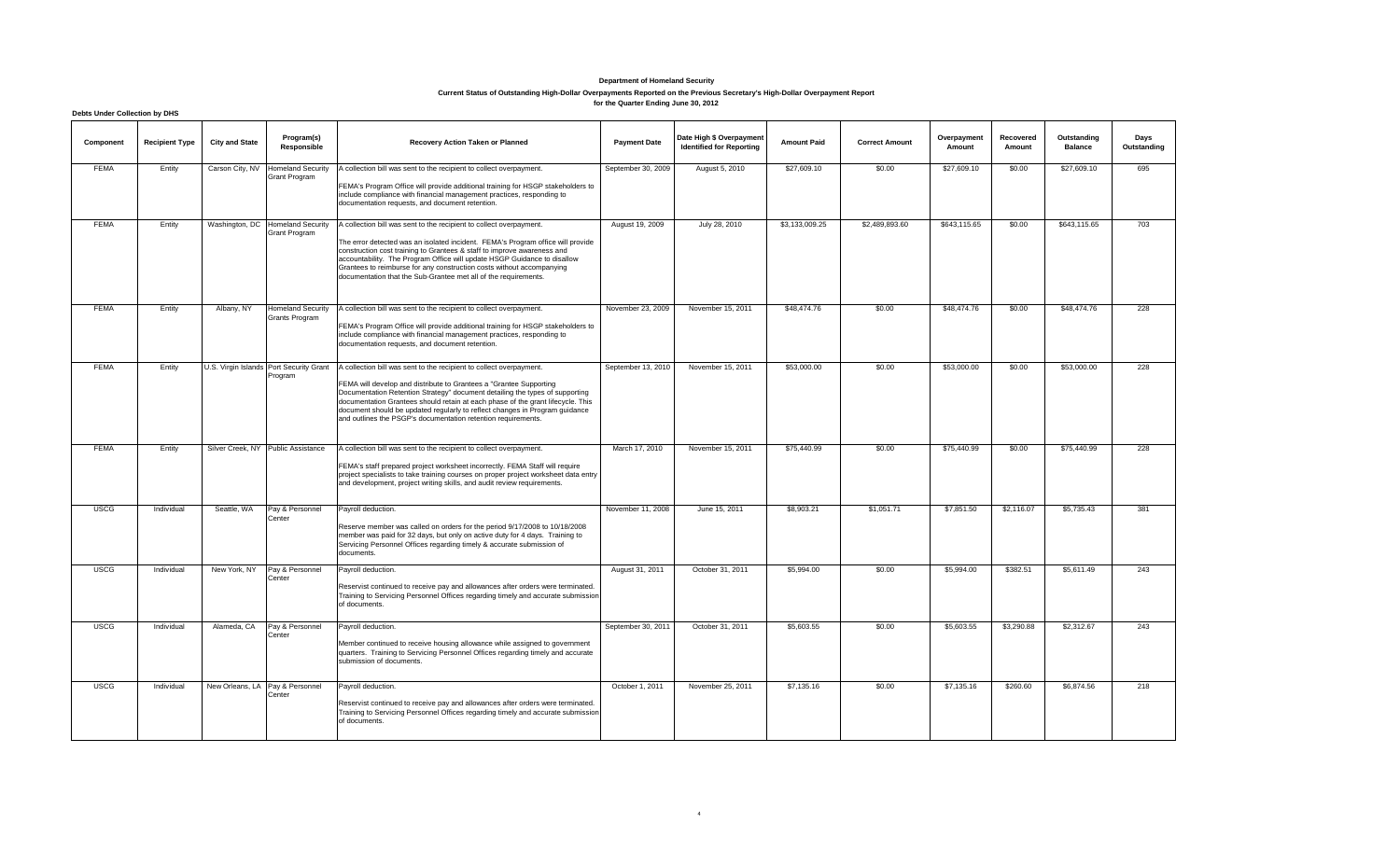**Department of Homeland Security**

**Current Status of Outstanding High-Dollar Overpayments Reported on the Previous Secretary's High-Dollar Overpayment Report**

**for the Quarter Ending June 30, 2012**

**Debts Under Collection by DHS**

| Component | Recipient Type | City and State | Program(s) Responsible | Recovery Action Taken or Planned | Payment Date | Date High $ Overpayment Identified for Reporting | Amount Paid | Correct Amount | Overpayment Amount | Recovered Amount | Outstanding Balance | Days Outstanding |
|---|---|---|---|---|---|---|---|---|---|---|---|---|
| FEMA | Entity | Carson City, NV | Homeland Security Grant Program | A collection bill was sent to the recipient to collect overpayment.<br><br>FEMA's Program Office will provide additional training for HSGP stakeholders to include compliance with financial management practices, responding to documentation requests, and document retention. | September 30, 2009 | August 5, 2010 | $27,609.10 | $0.00 | $27,609.10 | $0.00 | $27,609.10 | 695 |
| FEMA | Entity | Washington, DC | Homeland Security Grant Program | A collection bill was sent to the recipient to collect overpayment.<br><br>The error detected was an isolated incident. FEMA's Program office will provide construction cost training to Grantees & staff to improve awareness and accountability. The Program Office will update HSGP Guidance to disallow Grantees to reimburse for any construction costs without accompanying documentation that the Sub-Grantee met all of the requirements. | August 19, 2009 | July 28, 2010 | $3,133,009.25 | $2,489,893.60 | $643,115.65 | $0.00 | $643,115.65 | 703 |
| FEMA | Entity | Albany, NY | Homeland Security Grants Program | A collection bill was sent to the recipient to collect overpayment.<br><br>FEMA's Program Office will provide additional training for HSGP stakeholders to include compliance with financial management practices, responding to documentation requests, and document retention. | November 23, 2009 | November 15, 2011 | $48,474.76 | $0.00 | $48,474.76 | $0.00 | $48,474.76 | 228 |
| FEMA | Entity | U.S. Virgin Islands | Port Security Grant Program | A collection bill was sent to the recipient to collect overpayment.<br><br>FEMA will develop and distribute to Grantees a "Grantee Supporting Documentation Retention Strategy" document detailing the types of supporting documentation Grantees should retain at each phase of the grant lifecycle. This document should be updated regularly to reflect changes in Program guidance and outlines the PSGP's documentation retention requirements. | September 13, 2010 | November 15, 2011 | $53,000.00 | $0.00 | $53,000.00 | $0.00 | $53,000.00 | 228 |
| FEMA | Entity | Silver Creek, NY | Public Assistance | A collection bill was sent to the recipient to collect overpayment.<br><br>FEMA's staff prepared project worksheet incorrectly. FEMA Staff will require project specialists to take training courses on proper project worksheet data entry and development, project writing skills, and audit review requirements. | March 17, 2010 | November 15, 2011 | $75,440.99 | $0.00 | $75,440.99 | $0.00 | $75,440.99 | 228 |
| USCG | Individual | Seattle, WA | Pay & Personnel Center | Payroll deduction.<br><br>Reserve member was called on orders for the period 9/17/2008 to 10/18/2008 member was paid for 32 days, but only on active duty for 4 days. Training to Servicing Personnel Offices regarding timely & accurate submission of documents. | November 11, 2008 | June 15, 2011 | $8,903.21 | $1,051.71 | $7,851.50 | $2,116.07 | $5,735.43 | 381 |
| USCG | Individual | New York, NY | Pay & Personnel Center | Payroll deduction.<br><br>Reservist continued to receive pay and allowances after orders were terminated. Training to Servicing Personnel Offices regarding timely and accurate submission of documents. | August 31, 2011 | October 31, 2011 | $5,994.00 | $0.00 | $5,994.00 | $382.51 | $5,611.49 | 243 |
| USCG | Individual | Alameda, CA | Pay & Personnel Center | Payroll deduction.<br><br>Member continued to receive housing allowance while assigned to government quarters. Training to Servicing Personnel Offices regarding timely and accurate submission of documents. | September 30, 2011 | October 31, 2011 | $5,603.55 | $0.00 | $5,603.55 | $3,290.88 | $2,312.67 | 243 |
| USCG | Individual | New Orleans, LA | Pay & Personnel Center | Payroll deduction.<br><br>Reservist continued to receive pay and allowances after orders were terminated. Training to Servicing Personnel Offices regarding timely and accurate submission of documents. | October 1, 2011 | November 25, 2011 | $7,135.16 | $0.00 | $7,135.16 | $260.60 | $6,874.56 | 218 |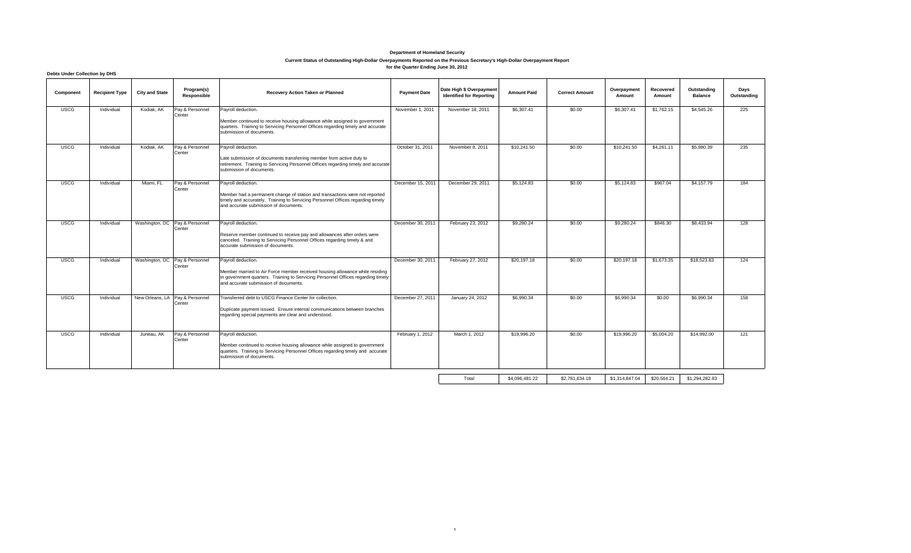**Department of Homeland Security**

**Current Status of Outstanding High-Dollar Overpayments Reported on the Previous Secretary's High-Dollar Overpayment Report**

**for the Quarter Ending June 30, 2012**

**Debts Under Collection by DHS**

| Component | Recipient Type | City and State | Program(s) Responsible | Recovery Action Taken or Planned | Payment Date | Date High $ Overpayment Identified for Reporting | Amount Paid | Correct Amount | Overpayment Amount | Recovered Amount | Outstanding Balance | Days Outstanding |
|---|---|---|---|---|---|---|---|---|---|---|---|---|
| USCG | Individual | Kodiak, AK | Pay & Personnel Center | Payroll deduction. Member continued to receive housing allowance while assigned to government quarters. Training to Servicing Personnel Offices regarding timely and accurate submission of documents. | November 1, 2011 | November 18, 2011 | $6,307.41 | $0.00 | $6,307.41 | $1,762.15 | $4,545.26 | 225 |
| USCG | Individual | Kodiak, AK | Pay & Personnel Center | Payroll deduction. Late submission of documents transferring member from active duty to retirement. Training to Servicing Personnel Offices regarding timely and accurate submission of documents. | October 31, 2011 | November 8, 2011 | $10,241.50 | $0.00 | $10,241.50 | $4,261.11 | $5,980.39 | 235 |
| USCG | Individual | Miami, FL | Pay & Personnel Center | Payroll deduction. Member had a permanent change of station and transactions were not reported timely and accurately. Training to Servicing Personnel Offices regarding timely and accurate submission of documents. | December 15, 2011 | December 29, 2011 | $5,124.83 | $0.00 | $5,124.83 | $967.04 | $4,157.79 | 184 |
| USCG | Individual | Washington, DC | Pay & Personnel Center | Payroll deduction. Reserve member continued to receive pay and allowances after orders were canceled. Training to Servicing Personnel Offices regarding timely & and accurate submission of documents. | December 30, 2011 | February 23, 2012 | $9,280.24 | $0.00 | $9,280.24 | $846.30 | $8,433.94 | 128 |
| USCG | Individual | Washington, DC | Pay & Personnel Center | Payroll deduction. Member married to Air Force member received housing allowance while residing in government quarters. Training to Servicing Personnel Offices regarding timely and accurate submission of documents. | December 30, 2011 | February 27, 2012 | $20,197.18 | $0.00 | $20,197.18 | $1,673.35 | $18,523.83 | 124 |
| USCG | Individual | New Orleans, LA | Pay & Personnel Center | Transferred debt to USCG Finance Center for collection. Duplicate payment issued. Ensure internal communications between branches regarding special payments are clear and understood. | December 27, 2011 | January 24, 2012 | $6,990.34 | $0.00 | $6,990.34 | $0.00 | $6,990.34 | 158 |
| USCG | Individual | Juneau, AK | Pay & Personnel Center | Payroll deduction. Member continued to receive housing allowance while assigned to government quarters. Training to Servicing Personnel Offices regarding timely and accurate submission of documents. | February 1, 2012 | March 1, 2012 | $19,996.20 | $0.00 | $19,996.20 | $5,004.20 | $14,992.00 | 121 |
| | | | | | | Total | $4,096,481.22 | $2,781,634.18 | $1,314,847.04 | $20,564.21 | $1,294,282.83 | |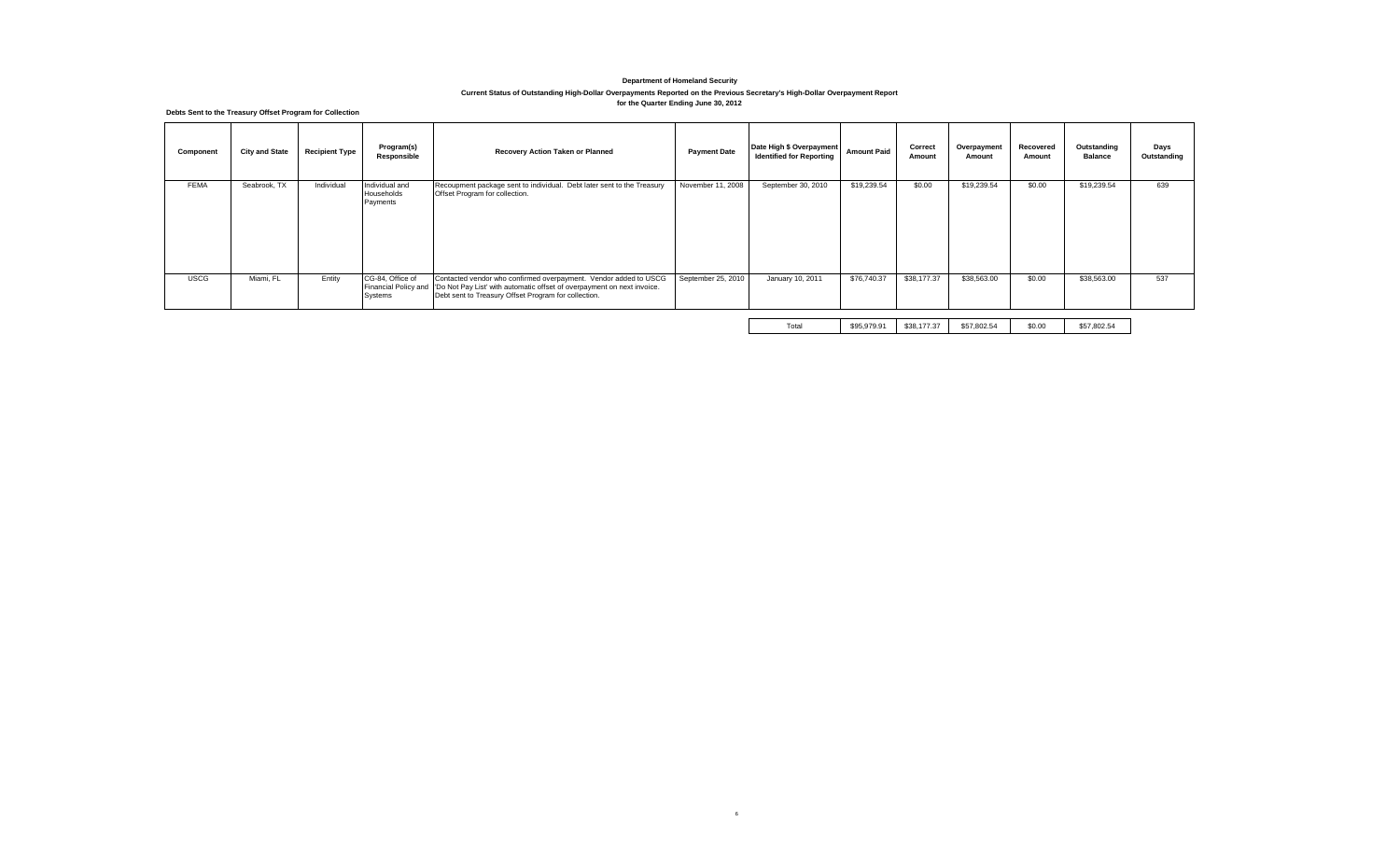**Department of Homeland Security**

**Current Status of Outstanding High-Dollar Overpayments Reported on the Previous Secretary's High-Dollar Overpayment Report**

**for the Quarter Ending June 30, 2012**

**Debts Sent to the Treasury Offset Program for Collection**

| Component | City and State | Recipient Type | Program(s) Responsible | Recovery Action Taken or Planned | Payment Date | Date High $ Overpayment Identified for Reporting | Amount Paid | Correct Amount | Overpayment Amount | Recovered Amount | Outstanding Balance | Days Outstanding |
|---|---|---|---|---|---|---|---|---|---|---|---|---|
| FEMA | Seabrook, TX | Individual | Individual and Households Payments | Recoupment package sent to individual. Debt later sent to the Treasury Offset Program for collection. | November 11, 2008 | September 30, 2010 | $19,239.54 | $0.00 | $19,239.54 | $0.00 | $19,239.54 | 639 |
| USCG | Miami, FL | Entity | CG-84, Office of Financial Policy and Systems | Contacted vendor who confirmed overpayment. Vendor added to USCG 'Do Not Pay List' with automatic offset of overpayment on next invoice. Debt sent to Treasury Offset Program for collection. | September 25, 2010 | January 10, 2011 | $76,740.37 | $38,177.37 | $38,563.00 | $0.00 | $38,563.00 | 537 |
| | | | | | | Total | $95,979.91 | $38,177.37 | $57,802.54 | $0.00 | $57,802.54 | |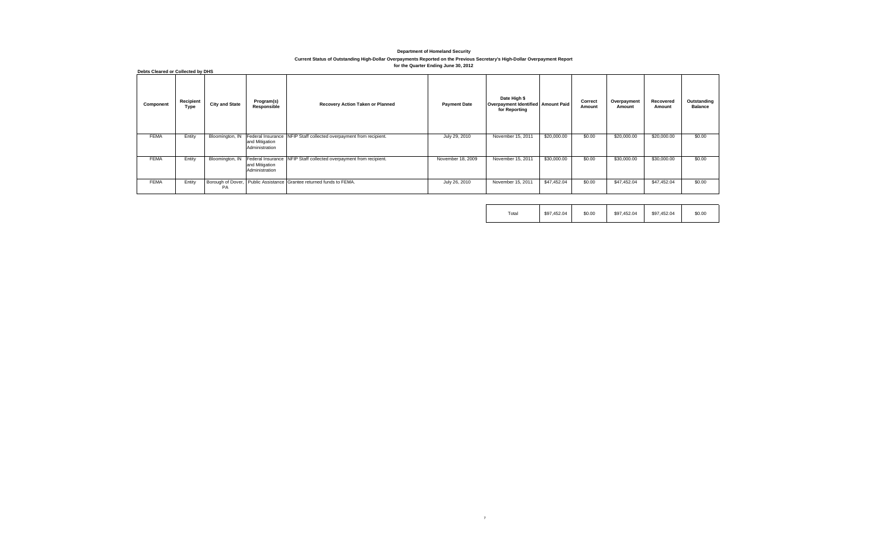**Department of Homeland Security**

**Current Status of Outstanding High-Dollar Overpayments Reported on the Previous Secretary's High-Dollar Overpayment Report**

**for the Quarter Ending June 30, 2012**

**Debts Cleared or Collected by DHS**

| Component | Recipient Type | City and State | Program(s) Responsible | Recovery Action Taken or Planned | Payment Date | Date High $ Overpayment Identified for Reporting | Amount Paid | Correct Amount | Overpayment Amount | Recovered Amount | Outstanding Balance |
|---|---|---|---|---|---|---|---|---|---|---|---|
| FEMA | Entity | Bloomington, IN | Federal Insurance and Mitigation Administration | NFIP Staff collected overpayment from recipient. | July 29, 2010 | November 15, 2011 | $20,000.00 | $0.00 | $20,000.00 | $20,000.00 | $0.00 |
| FEMA | Entity | Bloomington, IN | Federal Insurance and Mitigation Administration | NFIP Staff collected overpayment from recipient. | November 18, 2009 | November 15, 2011 | $30,000.00 | $0.00 | $30,000.00 | $30,000.00 | $0.00 |
| FEMA | Entity | Borough of Dover, PA | Public Assistance | Grantee returned funds to FEMA. | July 26, 2010 | November 15, 2011 | $47,452.04 | $0.00 | $47,452.04 | $47,452.04 | $0.00 |
| | | | | | | Total | $97,452.04 | $0.00 | $97,452.04 | $97,452.04 | $0.00 |